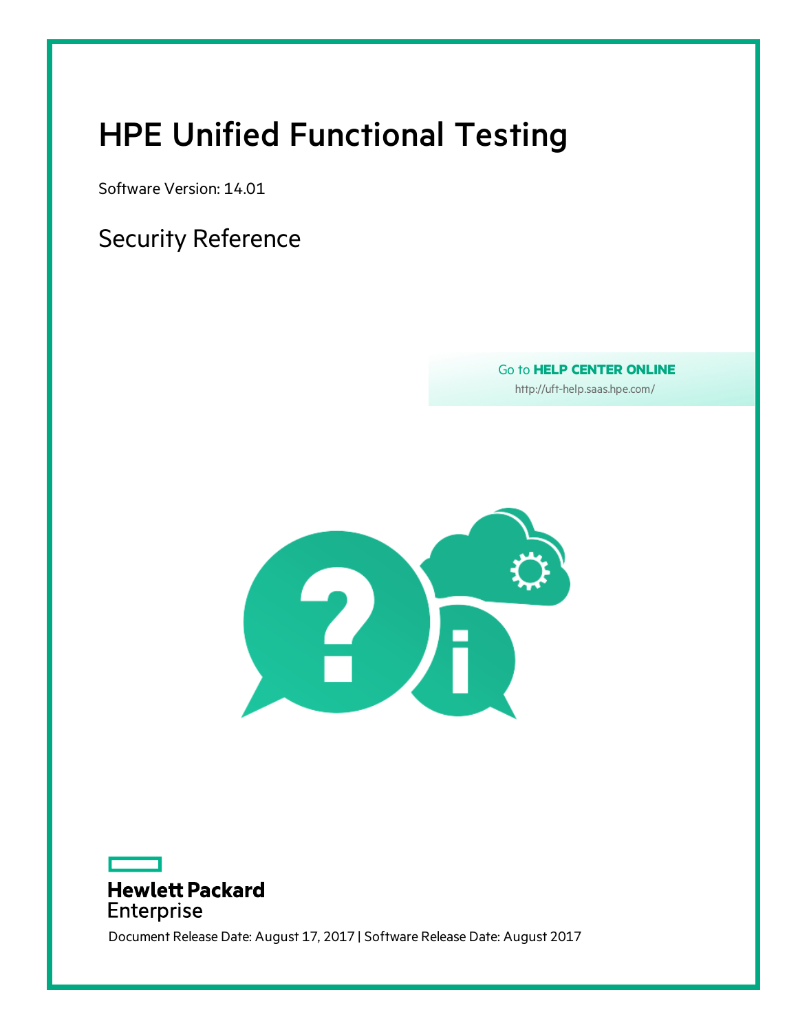# HPE Unified Functional Testing

Software Version: 14.01

## Security Reference

Go to **HELP CENTER ONLINE**

http://uft-help.saas.hpe.com/

**Hewlett Packard**
Enterprise

Document Release Date: August 17, 2017 | Software Release Date: August 2017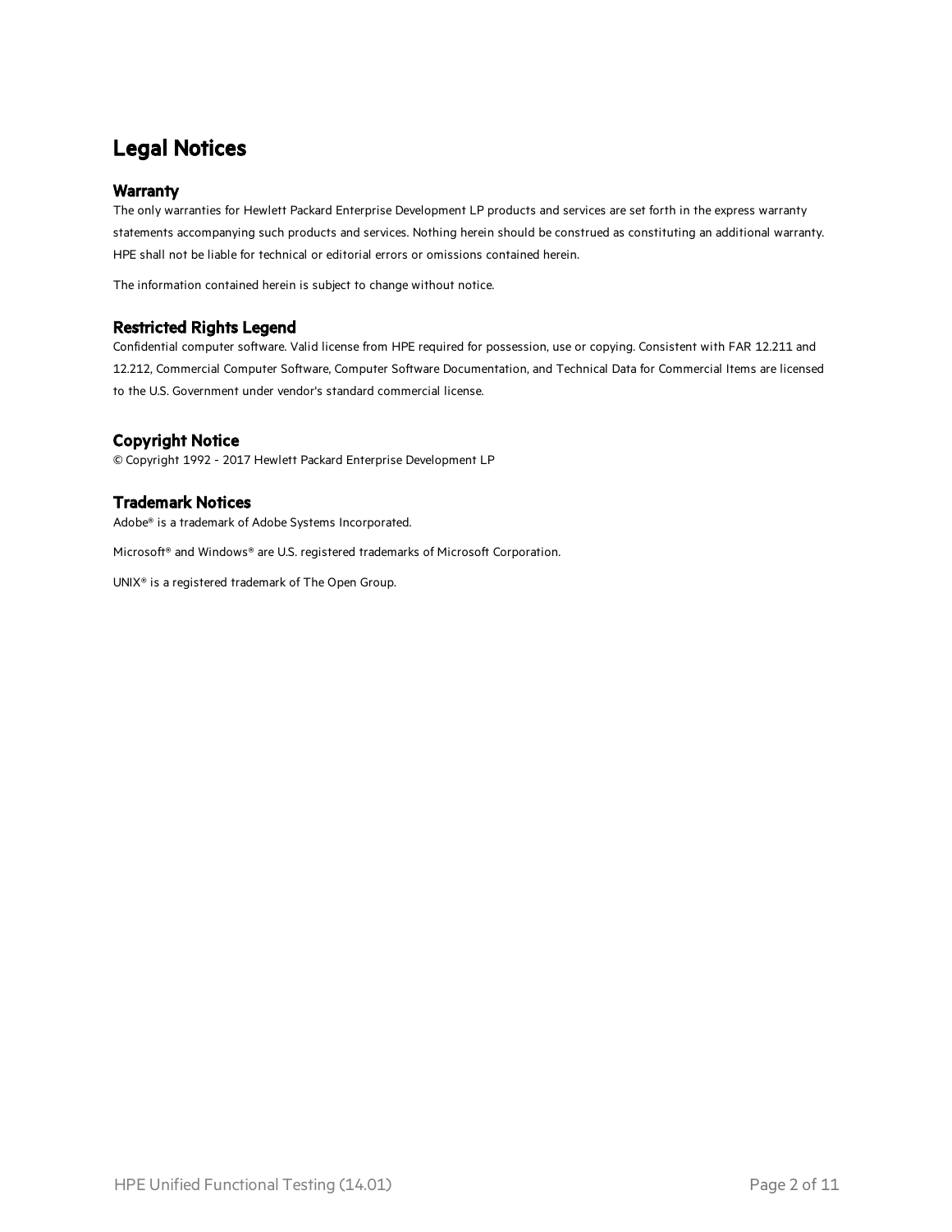# Legal Notices

## Warranty

The only warranties for Hewlett Packard Enterprise Development LP products and services are set forth in the express warranty statements accompanying such products and services. Nothing herein should be construed as constituting an additional warranty. HPE shall not be liable for technical or editorial errors or omissions contained herein.

The information contained herein is subject to change without notice.

## Restricted Rights Legend

Confidential computer software. Valid license from HPE required for possession, use or copying. Consistent with FAR 12.211 and 12.212, Commercial Computer Software, Computer Software Documentation, and Technical Data for Commercial Items are licensed to the U.S. Government under vendor's standard commercial license.

## Copyright Notice

© Copyright 1992 - 2017 Hewlett Packard Enterprise Development LP

## Trademark Notices

Adobe® is a trademark of Adobe Systems Incorporated.

Microsoft® and Windows® are U.S. registered trademarks of Microsoft Corporation.

UNIX® is a registered trademark of The Open Group.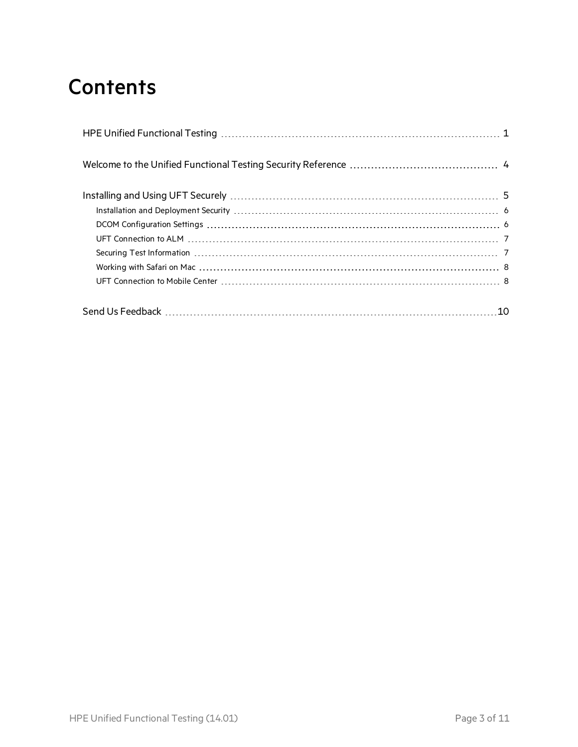# Contents

HPE Unified Functional Testing ........ 1

Welcome to the Unified Functional Testing Security Reference ........ 4

Installing and Using UFT Securely ........ 5

- Installation and Deployment Security ........ 6
- DCOM Configuration Settings ........ 6
- UFT Connection to ALM ........ 7
- Securing Test Information ........ 7
- Working with Safari on Mac ........ 8
- UFT Connection to Mobile Center ........ 8

Send Us Feedback ........ 10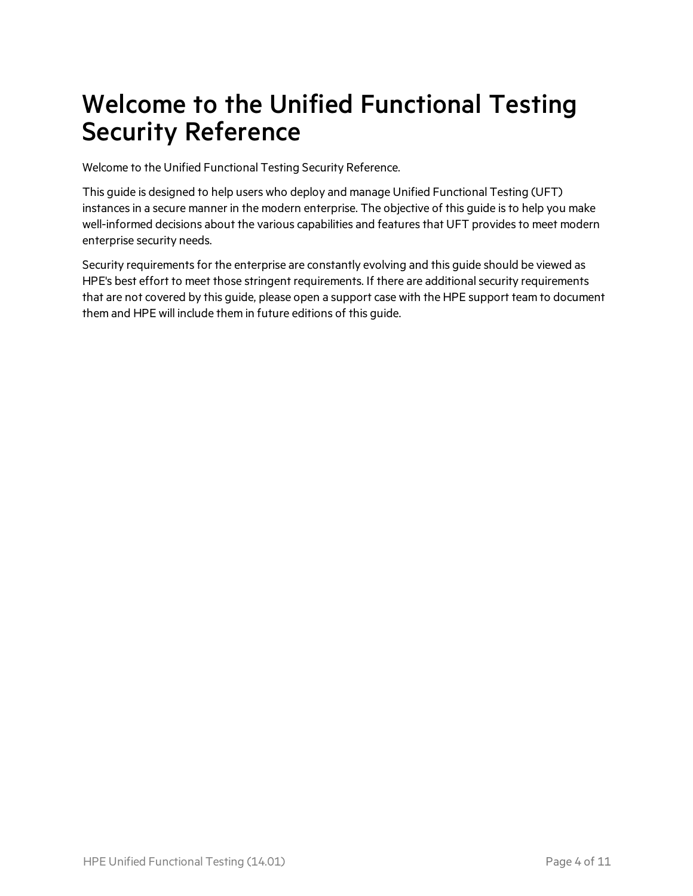# Welcome to the Unified Functional Testing Security Reference

Welcome to the Unified Functional Testing Security Reference.

This guide is designed to help users who deploy and manage Unified Functional Testing (UFT) instances in a secure manner in the modern enterprise. The objective of this guide is to help you make well-informed decisions about the various capabilities and features that UFT provides to meet modern enterprise security needs.

Security requirements for the enterprise are constantly evolving and this guide should be viewed as HPE's best effort to meet those stringent requirements. If there are additional security requirements that are not covered by this guide, please open a support case with the HPE support team to document them and HPE will include them in future editions of this guide.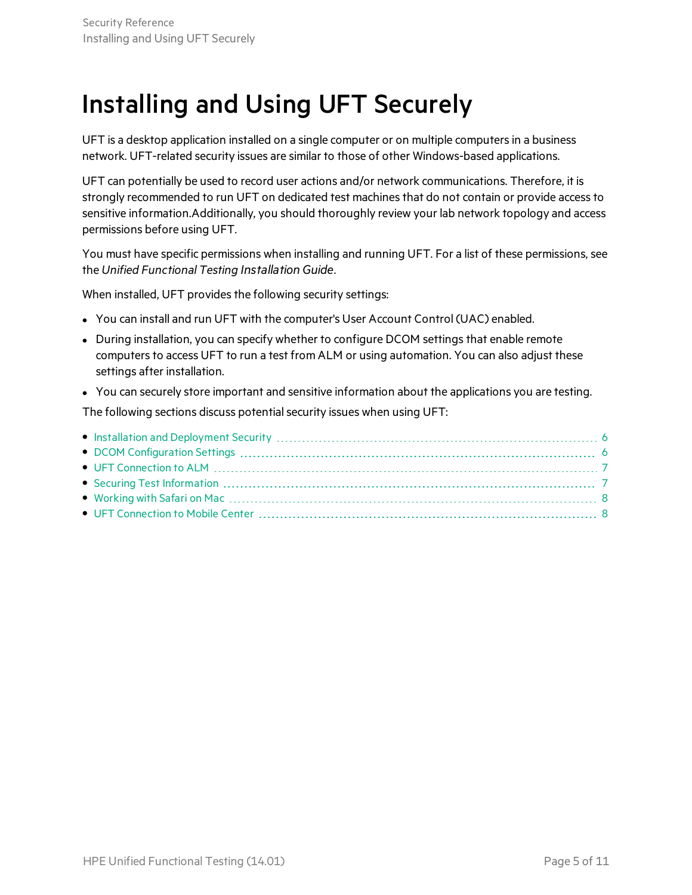# Installing and Using UFT Securely

UFT is a desktop application installed on a single computer or on multiple computers in a business network. UFT-related security issues are similar to those of other Windows-based applications.

UFT can potentially be used to record user actions and/or network communications. Therefore, it is strongly recommended to run UFT on dedicated test machines that do not contain or provide access to sensitive information.Additionally, you should thoroughly review your lab network topology and access permissions before using UFT.

You must have specific permissions when installing and running UFT. For a list of these permissions, see the *Unified Functional Testing Installation Guide*.

When installed, UFT provides the following security settings:

- You can install and run UFT with the computer's User Account Control (UAC) enabled.
- During installation, you can specify whether to configure DCOM settings that enable remote computers to access UFT to run a test from ALM or using automation. You can also adjust these settings after installation.
- You can securely store important and sensitive information about the applications you are testing.

The following sections discuss potential security issues when using UFT:

- Installation and Deployment Security ........ 6
- DCOM Configuration Settings ........ 6
- UFT Connection to ALM ........ 7
- Securing Test Information ........ 7
- Working with Safari on Mac ........ 8
- UFT Connection to Mobile Center ........ 8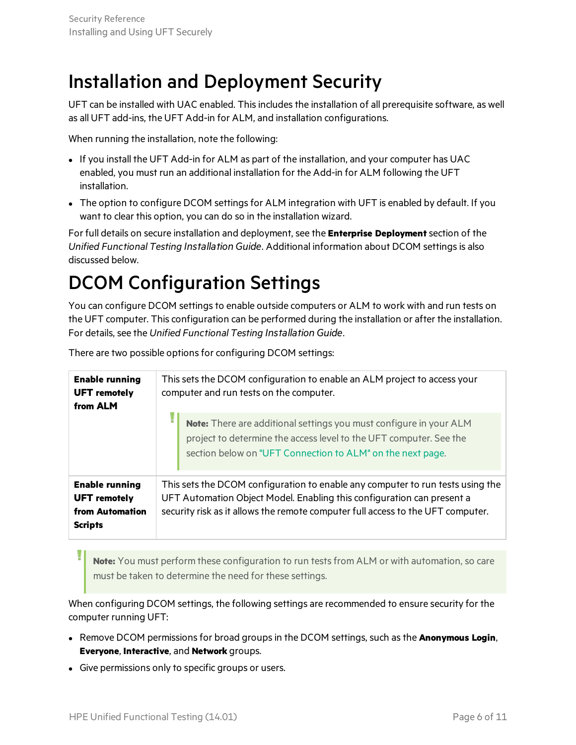# Installation and Deployment Security

UFT can be installed with UAC enabled. This includes the installation of all prerequisite software, as well as all UFT add-ins, the UFT Add-in for ALM, and installation configurations.

When running the installation, note the following:

- If you install the UFT Add-in for ALM as part of the installation, and your computer has UAC enabled, you must run an additional installation for the Add-in for ALM following the UFT installation.
- The option to configure DCOM settings for ALM integration with UFT is enabled by default. If you want to clear this option, you can do so in the installation wizard.

For full details on secure installation and deployment, see the **Enterprise Deployment** section of the *Unified Functional Testing Installation Guide*. Additional information about DCOM settings is also discussed below.

# DCOM Configuration Settings

You can configure DCOM settings to enable outside computers or ALM to work with and run tests on the UFT computer. This configuration can be performed during the installation or after the installation. For details, see the *Unified Functional Testing Installation Guide*.

There are two possible options for configuring DCOM settings:

| | |
|---|---|
| **Enable running UFT remotely from ALM** | This sets the DCOM configuration to enable an ALM project to access your computer and run tests on the computer.<br><br>**Note:** There are additional settings you must configure in your ALM project to determine the access level to the UFT computer. See the section below on "UFT Connection to ALM" on the next page. |
| **Enable running UFT remotely from Automation Scripts** | This sets the DCOM configuration to enable any computer to run tests using the UFT Automation Object Model. Enabling this configuration can present a security risk as it allows the remote computer full access to the UFT computer. |

> **Note:** You must perform these configuration to run tests from ALM or with automation, so care must be taken to determine the need for these settings.

When configuring DCOM settings, the following settings are recommended to ensure security for the computer running UFT:

- Remove DCOM permissions for broad groups in the DCOM settings, such as the **Anonymous Login**, **Everyone**, **Interactive**, and **Network** groups.
- Give permissions only to specific groups or users.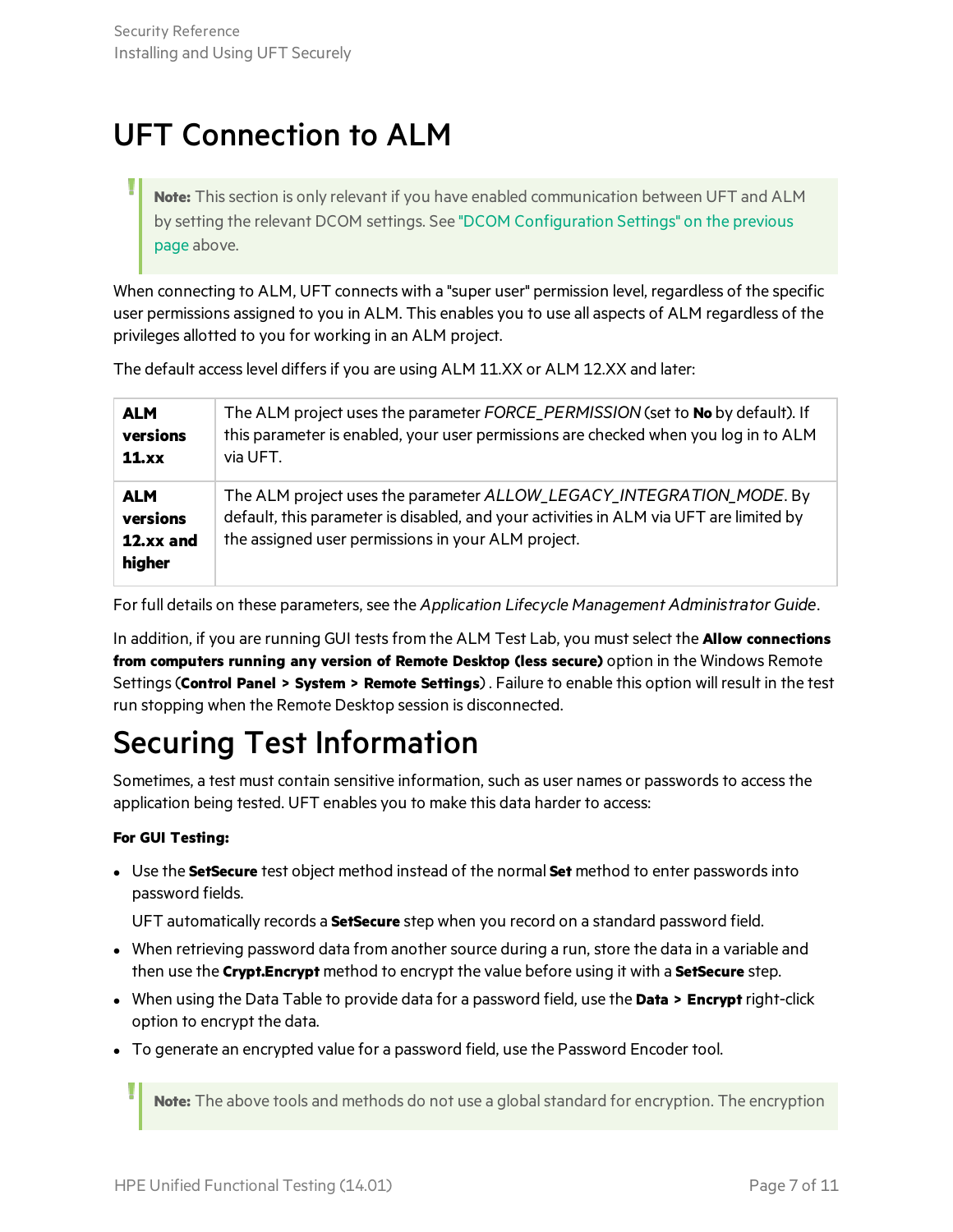# UFT Connection to ALM

> **Note:** This section is only relevant if you have enabled communication between UFT and ALM by setting the relevant DCOM settings. See "DCOM Configuration Settings" on the previous page above.

When connecting to ALM, UFT connects with a "super user" permission level, regardless of the specific user permissions assigned to you in ALM. This enables you to use all aspects of ALM regardless of the privileges allotted to you for working in an ALM project.

The default access level differs if you are using ALM 11.XX or ALM 12.XX and later:

| | |
|---|---|
| **ALM versions 11.xx** | The ALM project uses the parameter *FORCE_PERMISSION* (set to **No** by default). If this parameter is enabled, your user permissions are checked when you log in to ALM via UFT. |
| **ALM versions 12.xx and higher** | The ALM project uses the parameter *ALLOW_LEGACY_INTEGRATION_MODE*. By default, this parameter is disabled, and your activities in ALM via UFT are limited by the assigned user permissions in your ALM project. |

For full details on these parameters, see the *Application Lifecycle Management Administrator Guide*.

In addition, if you are running GUI tests from the ALM Test Lab, you must select the **Allow connections from computers running any version of Remote Desktop (less secure)** option in the Windows Remote Settings (**Control Panel > System > Remote Settings**) . Failure to enable this option will result in the test run stopping when the Remote Desktop session is disconnected.

# Securing Test Information

Sometimes, a test must contain sensitive information, such as user names or passwords to access the application being tested. UFT enables you to make this data harder to access:

**For GUI Testing:**

- Use the **SetSecure** test object method instead of the normal **Set** method to enter passwords into password fields.

  UFT automatically records a **SetSecure** step when you record on a standard password field.
- When retrieving password data from another source during a run, store the data in a variable and then use the **Crypt.Encrypt** method to encrypt the value before using it with a **SetSecure** step.
- When using the Data Table to provide data for a password field, use the **Data > Encrypt** right-click option to encrypt the data.
- To generate an encrypted value for a password field, use the Password Encoder tool.

> **Note:** The above tools and methods do not use a global standard for encryption. The encryption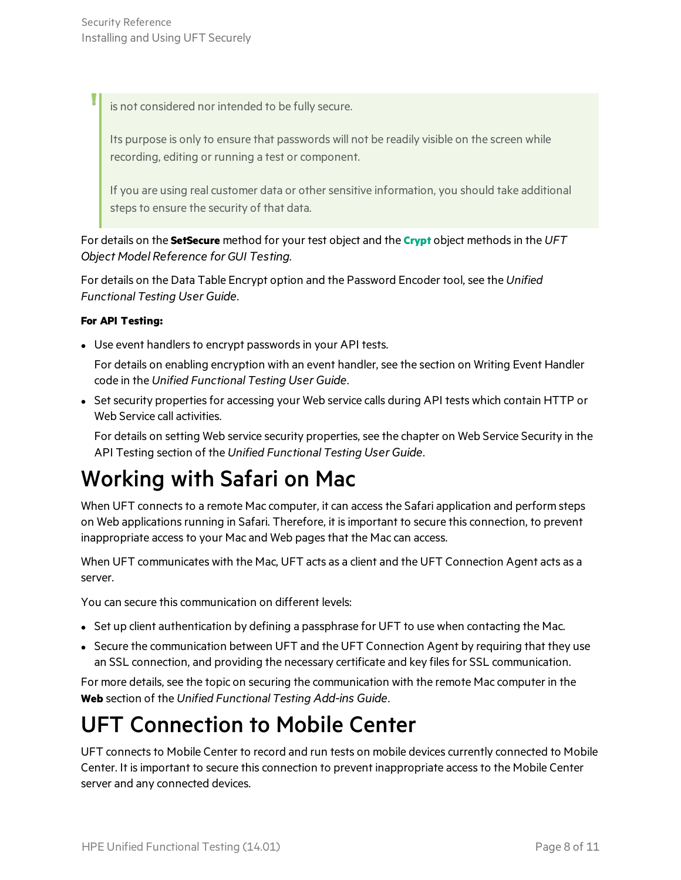> is not considered nor intended to be fully secure.
>
> Its purpose is only to ensure that passwords will not be readily visible on the screen while recording, editing or running a test or component.
>
> If you are using real customer data or other sensitive information, you should take additional steps to ensure the security of that data.

For details on the **SetSecure** method for your test object and the **Crypt** object methods in the *UFT Object Model Reference for GUI Testing*.

For details on the Data Table Encrypt option and the Password Encoder tool, see the *Unified Functional Testing User Guide*.

**For API Testing:**

- Use event handlers to encrypt passwords in your API tests.

  For details on enabling encryption with an event handler, see the section on Writing Event Handler code in the *Unified Functional Testing User Guide*.

- Set security properties for accessing your Web service calls during API tests which contain HTTP or Web Service call activities.

  For details on setting Web service security properties, see the chapter on Web Service Security in the API Testing section of the *Unified Functional Testing User Guide*.

# Working with Safari on Mac

When UFT connects to a remote Mac computer, it can access the Safari application and perform steps on Web applications running in Safari. Therefore, it is important to secure this connection, to prevent inappropriate access to your Mac and Web pages that the Mac can access.

When UFT communicates with the Mac, UFT acts as a client and the UFT Connection Agent acts as a server.

You can secure this communication on different levels:

- Set up client authentication by defining a passphrase for UFT to use when contacting the Mac.
- Secure the communication between UFT and the UFT Connection Agent by requiring that they use an SSL connection, and providing the necessary certificate and key files for SSL communication.

For more details, see the topic on securing the communication with the remote Mac computer in the **Web** section of the *Unified Functional Testing Add-ins Guide*.

# UFT Connection to Mobile Center

UFT connects to Mobile Center to record and run tests on mobile devices currently connected to Mobile Center. It is important to secure this connection to prevent inappropriate access to the Mobile Center server and any connected devices.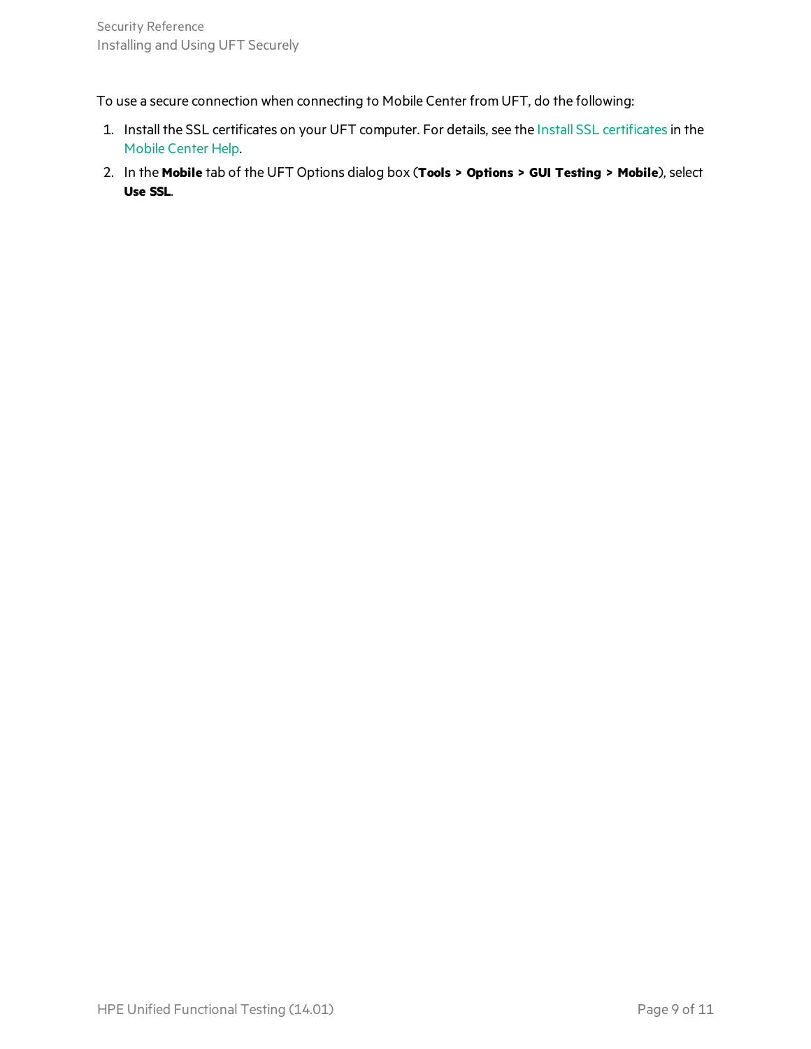To use a secure connection when connecting to Mobile Center from UFT, do the following:

1. Install the SSL certificates on your UFT computer. For details, see the Install SSL certificates in the Mobile Center Help.
2. In the **Mobile** tab of the UFT Options dialog box (**Tools > Options > GUI Testing > Mobile**), select **Use SSL**.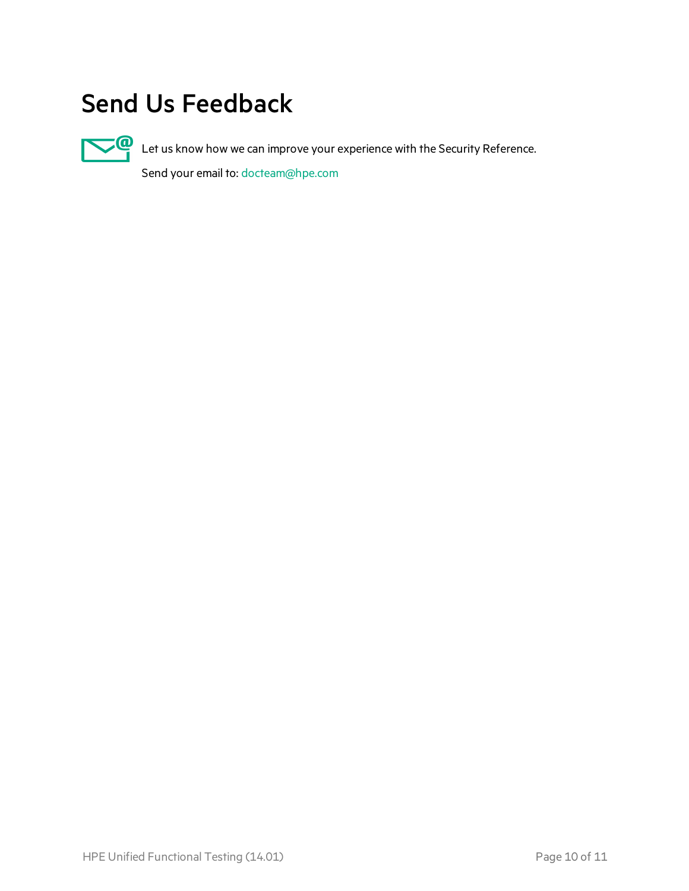# Send Us Feedback

Let us know how we can improve your experience with the Security Reference.

Send your email to: docteam@hpe.com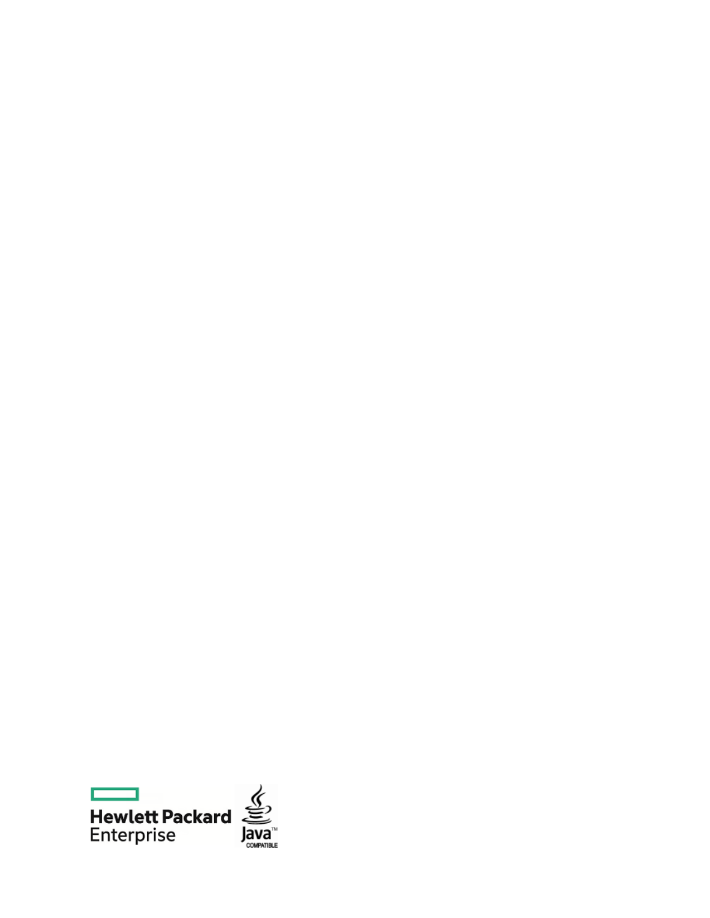Hewlett Packard Enterprise

Java™ COMPATIBLE